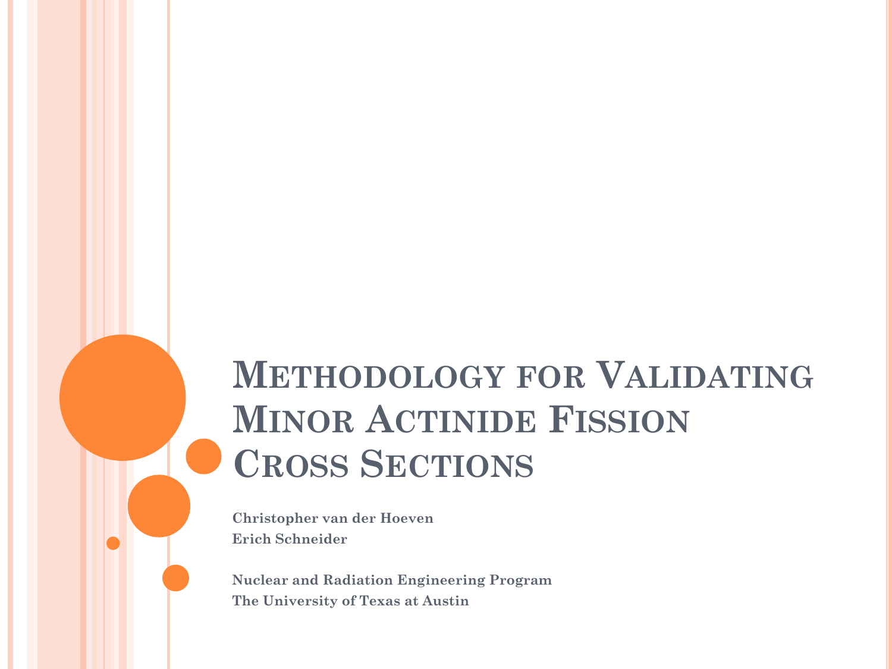# Methodology for Validating Minor Actinide Fission Cross Sections

**Christopher van der Hoeven**
**Erich Schneider**

**Nuclear and Radiation Engineering Program**
**The University of Texas at Austin**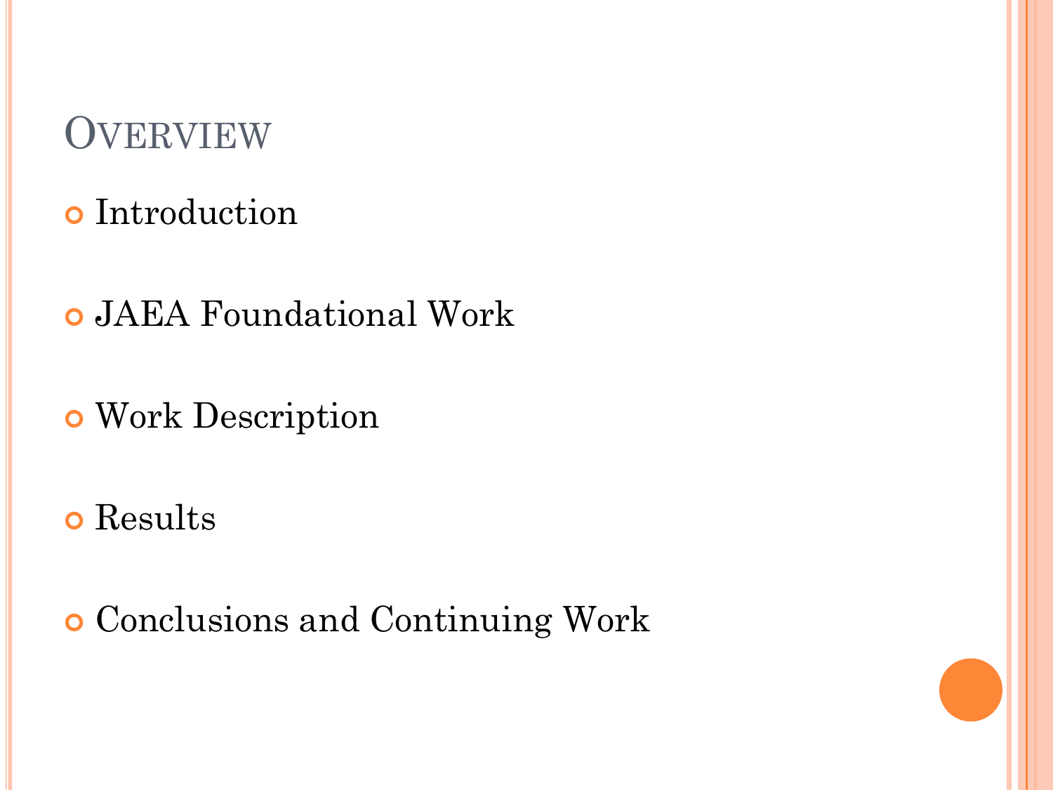# Overview

- Introduction
- JAEA Foundational Work
- Work Description
- Results
- Conclusions and Continuing Work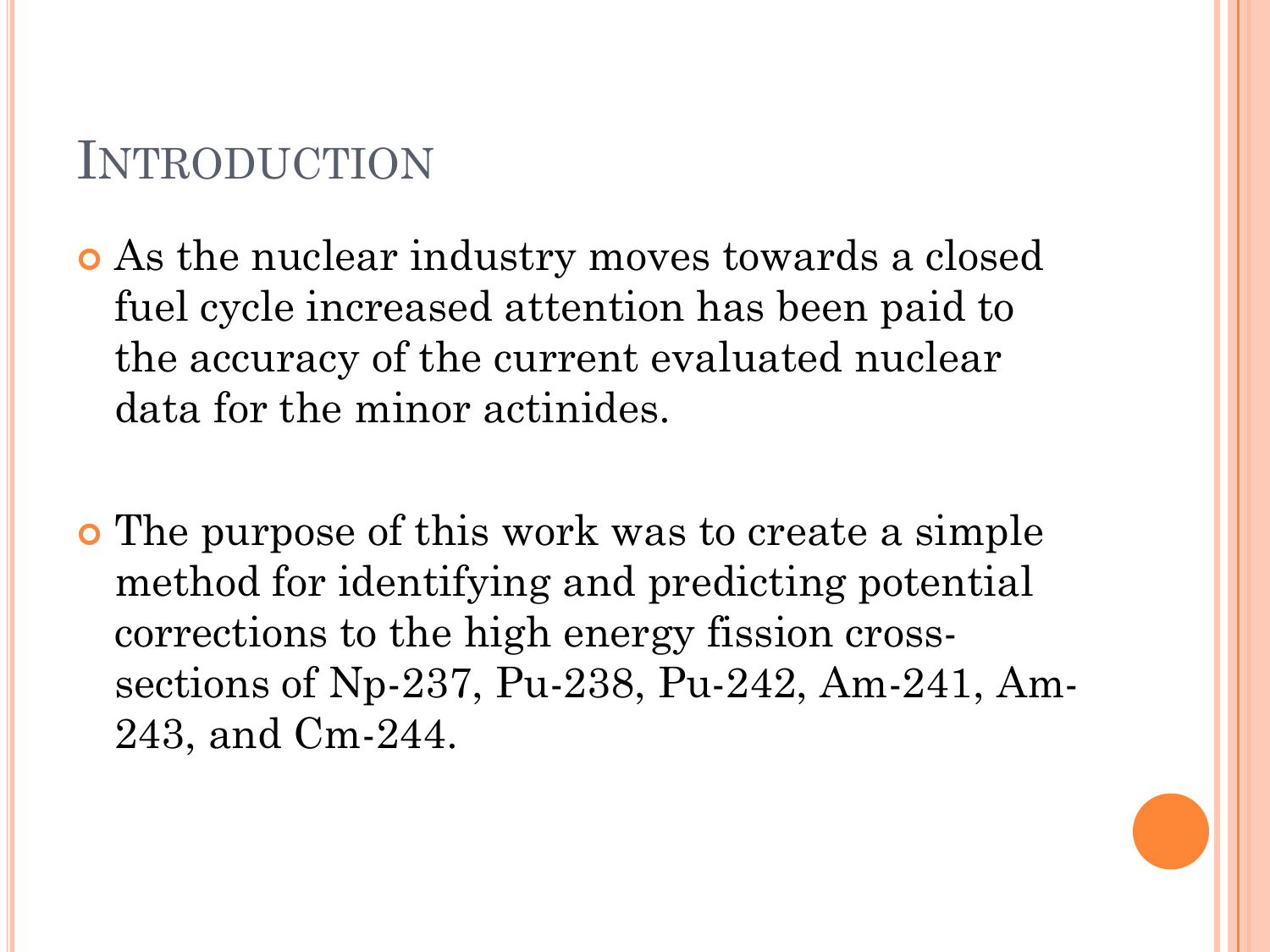# Introduction

- As the nuclear industry moves towards a closed fuel cycle increased attention has been paid to the accuracy of the current evaluated nuclear data for the minor actinides.

- The purpose of this work was to create a simple method for identifying and predicting potential corrections to the high energy fission cross-sections of Np-237, Pu-238, Pu-242, Am-241, Am-243, and Cm-244.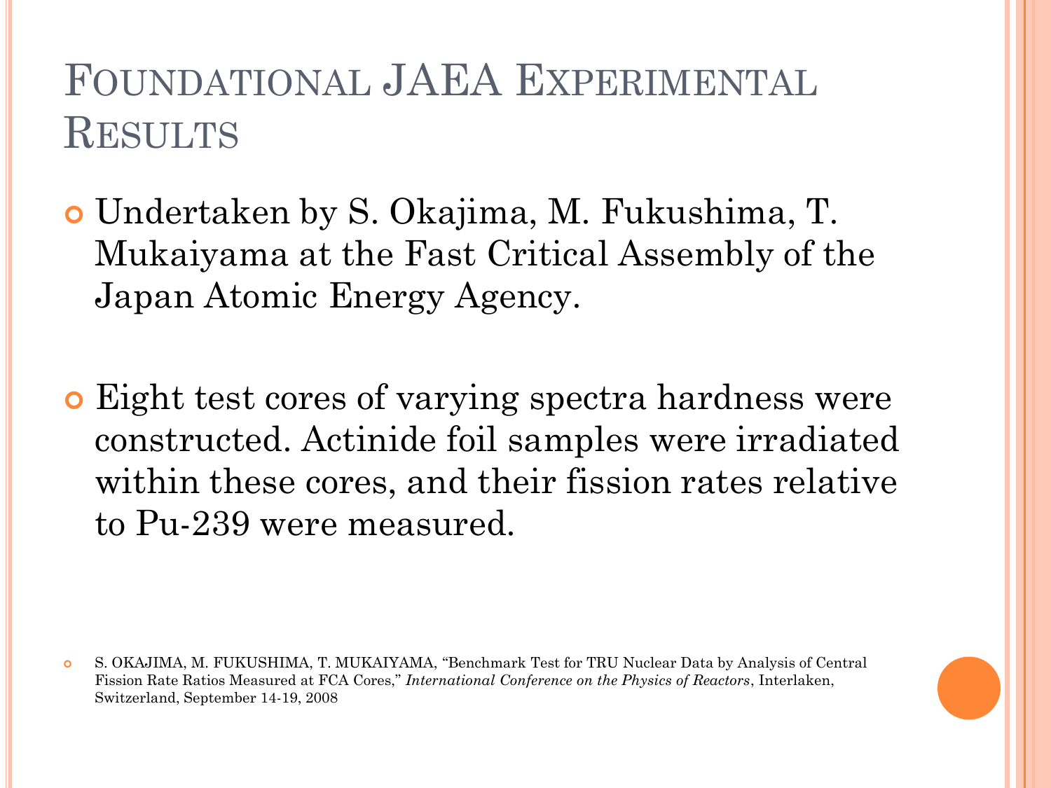# Foundational JAEA Experimental Results

- Undertaken by S. Okajima, M. Fukushima, T. Mukaiyama at the Fast Critical Assembly of the Japan Atomic Energy Agency.

- Eight test cores of varying spectra hardness were constructed. Actinide foil samples were irradiated within these cores, and their fission rates relative to Pu-239 were measured.

- S. OKAJIMA, M. FUKUSHIMA, T. MUKAIYAMA, "Benchmark Test for TRU Nuclear Data by Analysis of Central Fission Rate Ratios Measured at FCA Cores," *International Conference on the Physics of Reactors*, Interlaken, Switzerland, September 14-19, 2008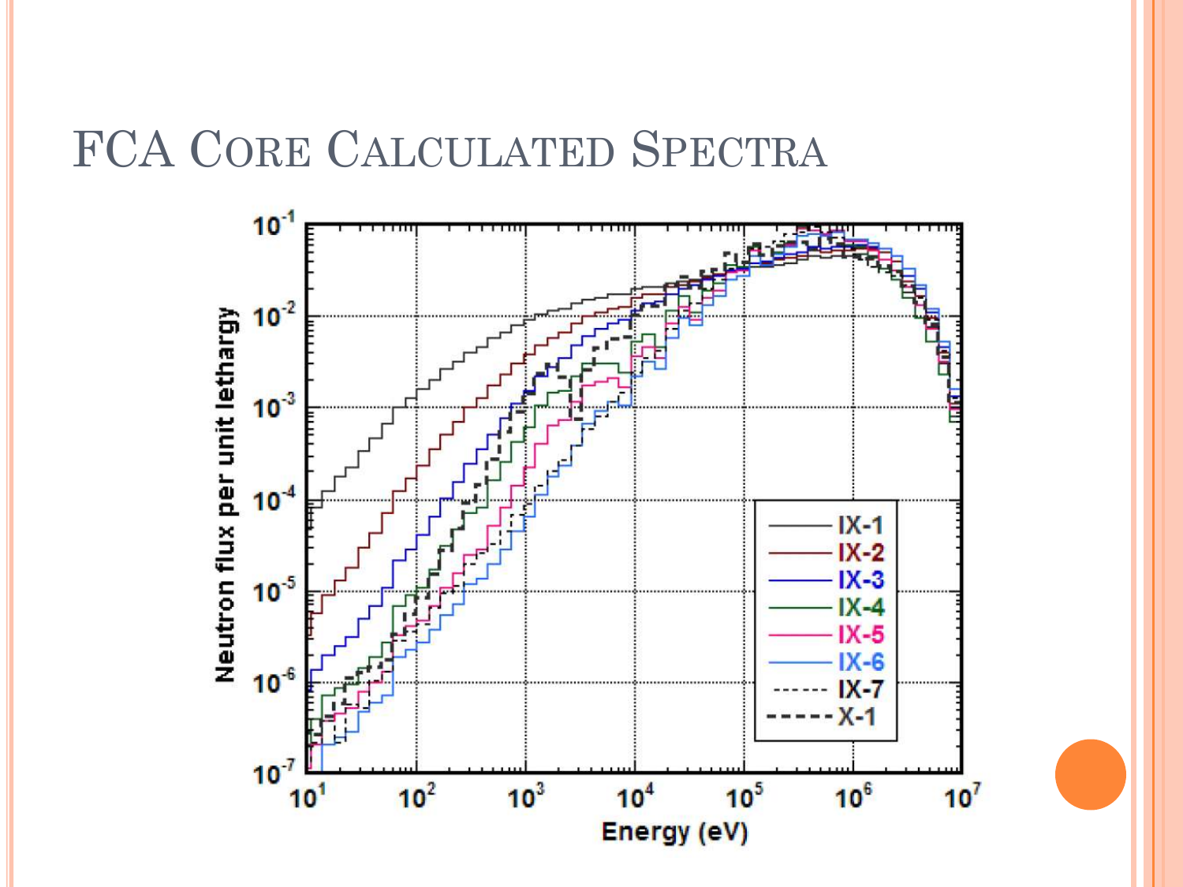# FCA Core Calculated Spectra

Neutron flux per unit lethargy

$10^{-1}$
$10^{-2}$
$10^{-3}$
$10^{-4}$
$10^{-5}$
$10^{-6}$
$10^{-7}$

$10^{1}$ $10^{2}$ $10^{3}$ $10^{4}$ $10^{5}$ $10^{6}$ $10^{7}$

Energy (eV)

IX-1
IX-2
IX-3
IX-4
IX-5
IX-6
IX-7
X-1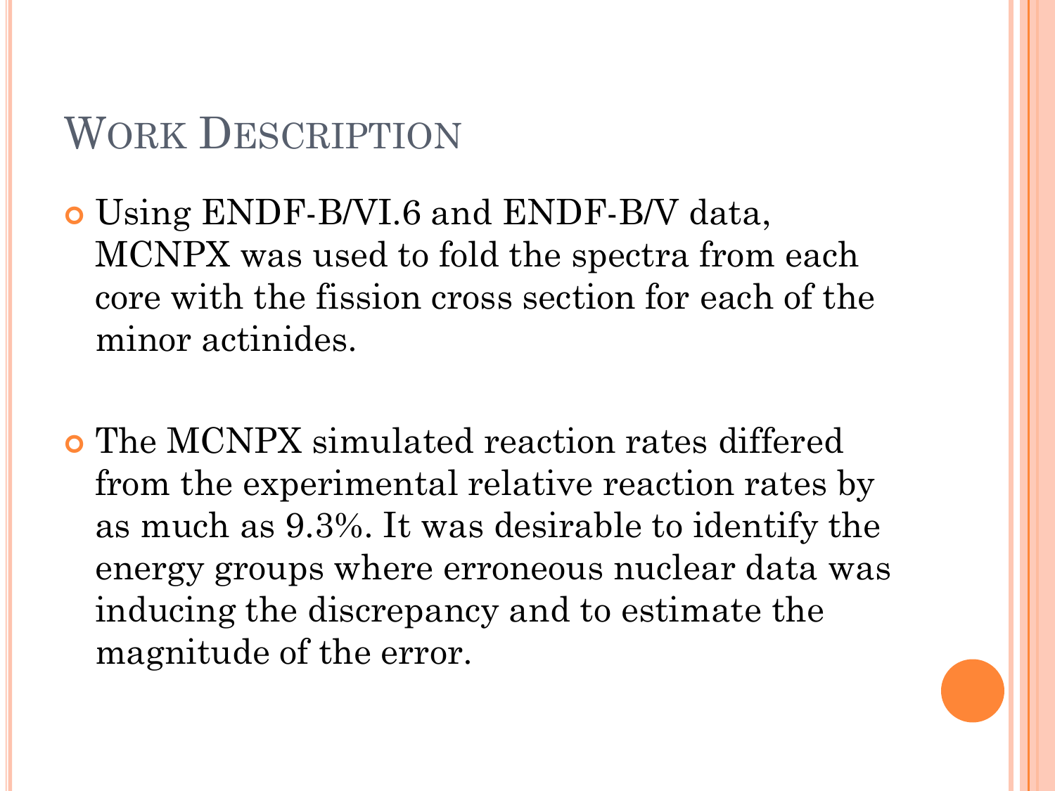# Work Description

- Using ENDF-B/VI.6 and ENDF-B/V data, MCNPX was used to fold the spectra from each core with the fission cross section for each of the minor actinides.

- The MCNPX simulated reaction rates differed from the experimental relative reaction rates by as much as 9.3%. It was desirable to identify the energy groups where erroneous nuclear data was inducing the discrepancy and to estimate the magnitude of the error.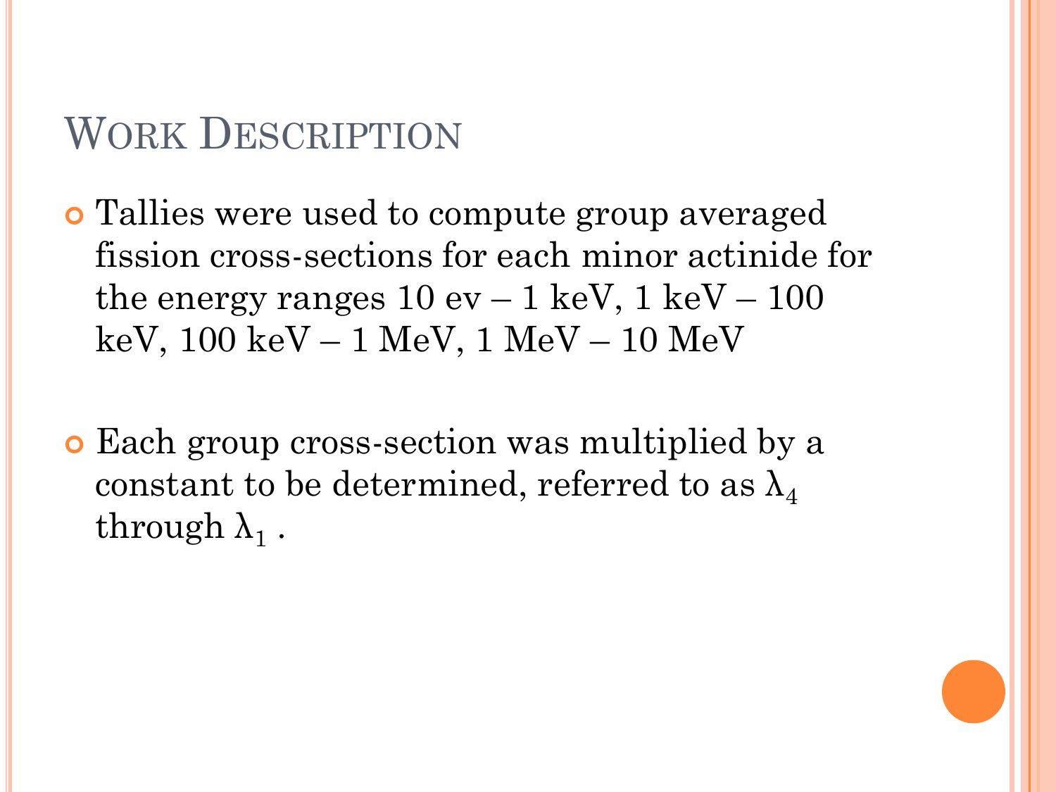# Work Description

- Tallies were used to compute group averaged fission cross-sections for each minor actinide for the energy ranges 10 ev – 1 keV, 1 keV – 100 keV, 100 keV – 1 MeV, 1 MeV – 10 MeV

- Each group cross-section was multiplied by a constant to be determined, referred to as $\lambda_4$ through $\lambda_1$ .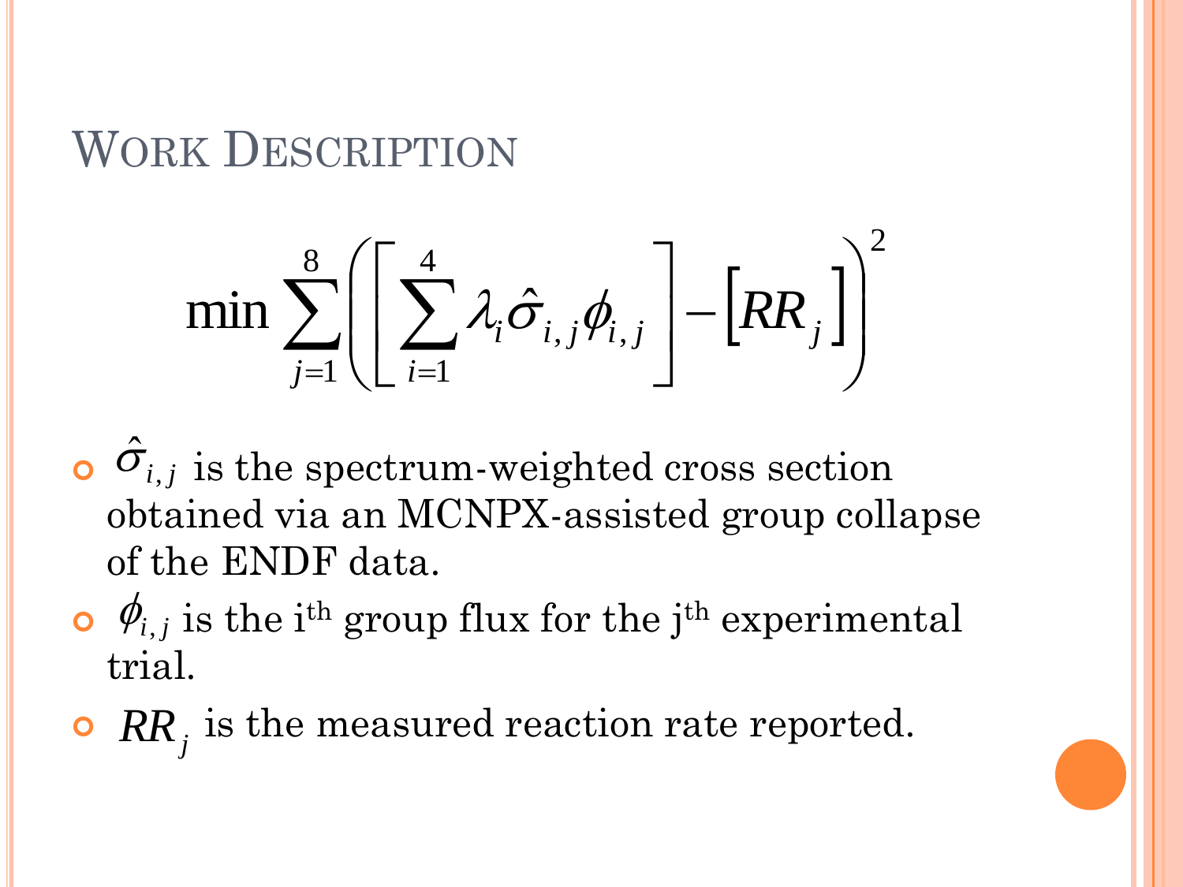# Work Description

$$\min \sum_{j=1}^{8} \left( \left[ \sum_{i=1}^{4} \lambda_i \hat{\sigma}_{i,j} \phi_{i,j} \right] - \left[ RR_j \right] \right)^2$$

- $\hat{\sigma}_{i,j}$ is the spectrum-weighted cross section obtained via an MCNPX-assisted group collapse of the ENDF data.
- $\phi_{i,j}$ is the $i^{th}$ group flux for the $j^{th}$ experimental trial.
- $RR_j$ is the measured reaction rate reported.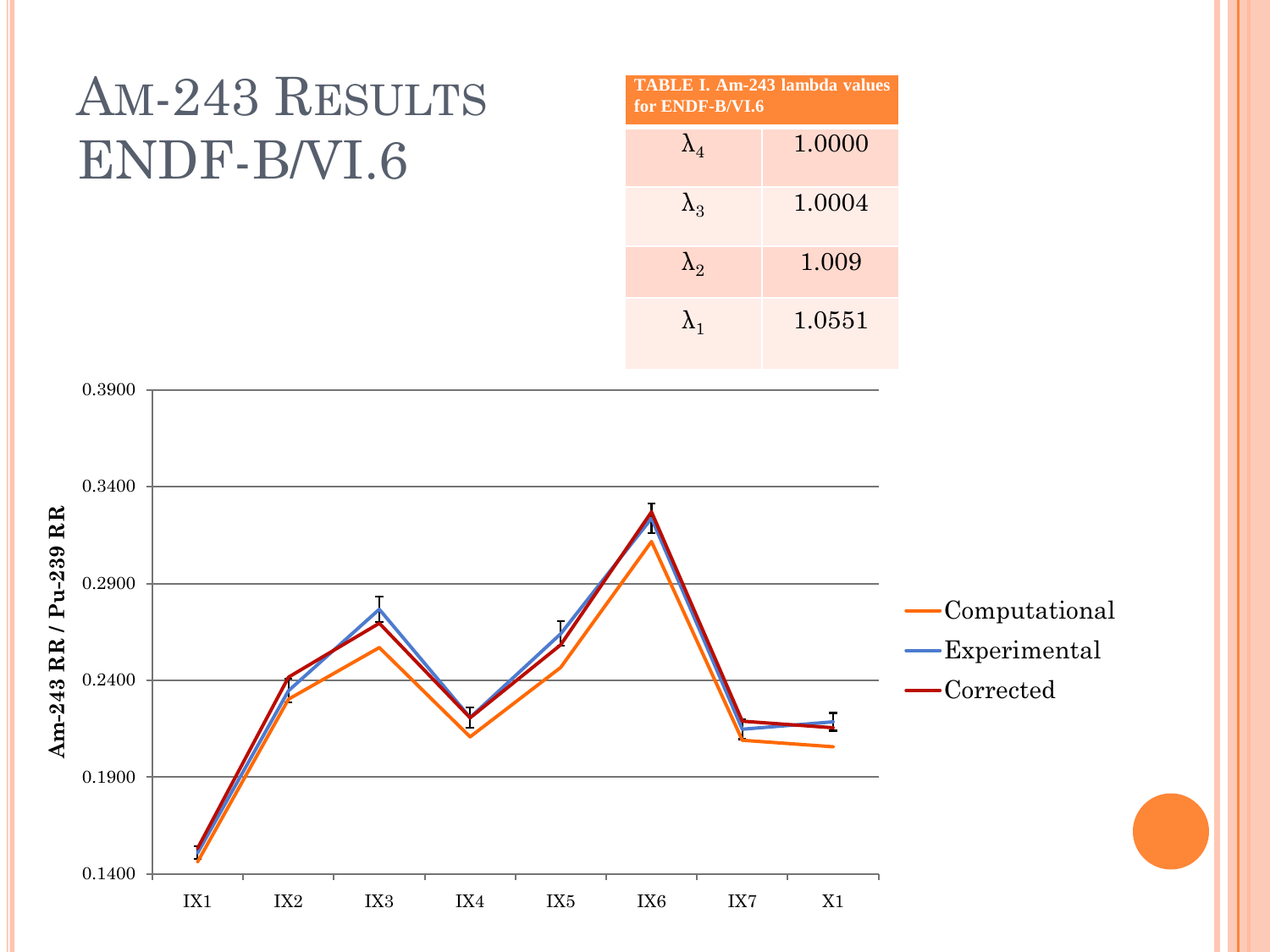# Am-243 Results ENDF-B/VI.6

TABLE I. Am-243 lambda values for ENDF-B/VI.6

| | |
|---|---|
| $\lambda_4$ | 1.0000 |
| $\lambda_3$ | 1.0004 |
| $\lambda_2$ | 1.009 |
| $\lambda_1$ | 1.0551 |

Am-243 RR / Pu-239 RR

0.3900
0.3400
0.2900
0.2400
0.1900
0.1400

IX1 IX2 IX3 IX4 IX5 IX6 IX7 X1

Computational
Experimental
Corrected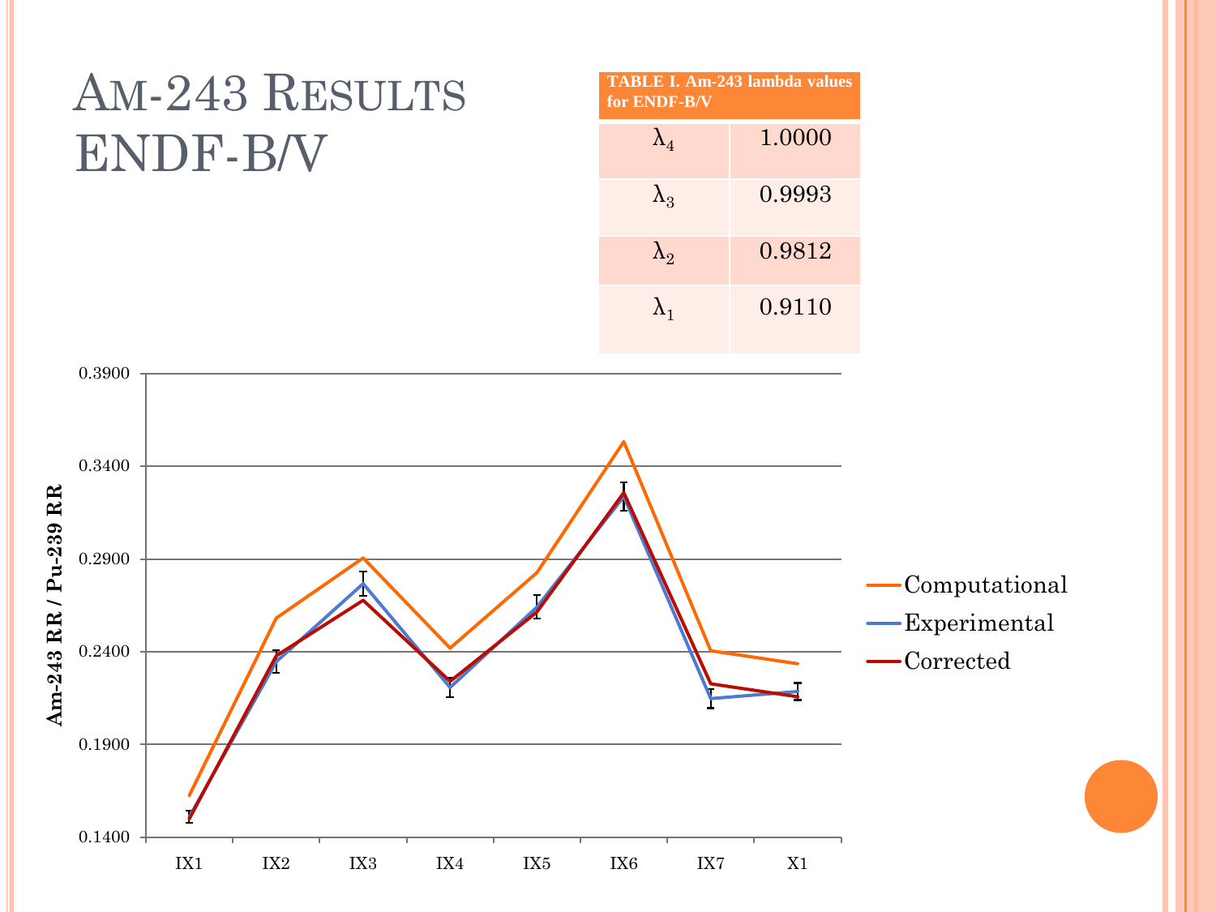# Am-243 Results ENDF-B/V

| TABLE I. Am-243 lambda values for ENDF-B/V | |
|---|---|
| $\lambda_4$ | 1.0000 |
| $\lambda_3$ | 0.9993 |
| $\lambda_2$ | 0.9812 |
| $\lambda_1$ | 0.9110 |

Am-243 RR / Pu-239 RR

0.3900
0.3400
0.2900
0.2400
0.1900
0.1400

IX1 IX2 IX3 IX4 IX5 IX6 IX7 X1

Computational
Experimental
Corrected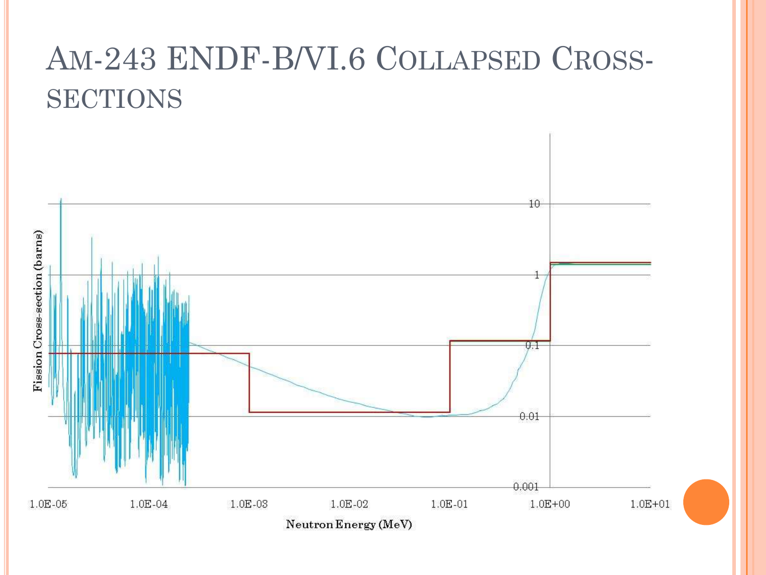# Am-243 ENDF-B/VI.6 Collapsed Cross-sections

Fission Cross-section (barns)

10

1

0.1

0.01

0.001

1.0E-05

1.0E-04

1.0E-03

1.0E-02

1.0E-01

1.0E+00

1.0E+01

Neutron Energy (MeV)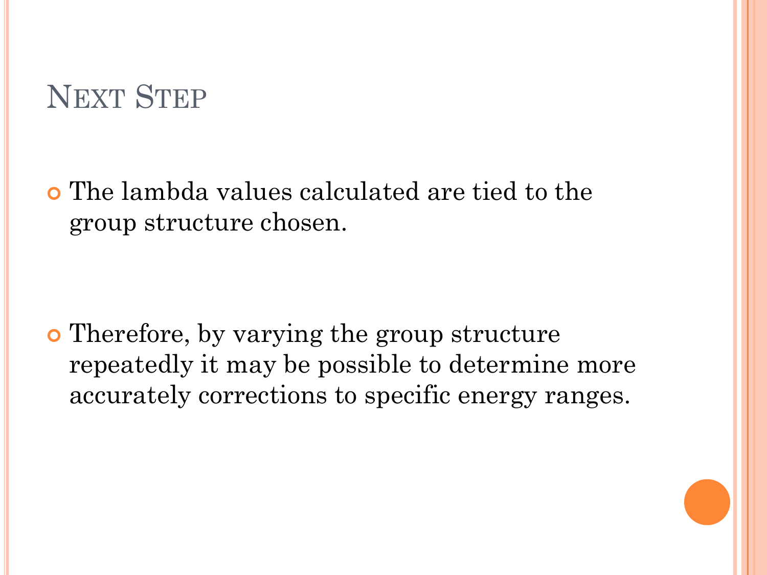# Next Step

- The lambda values calculated are tied to the group structure chosen.

- Therefore, by varying the group structure repeatedly it may be possible to determine more accurately corrections to specific energy ranges.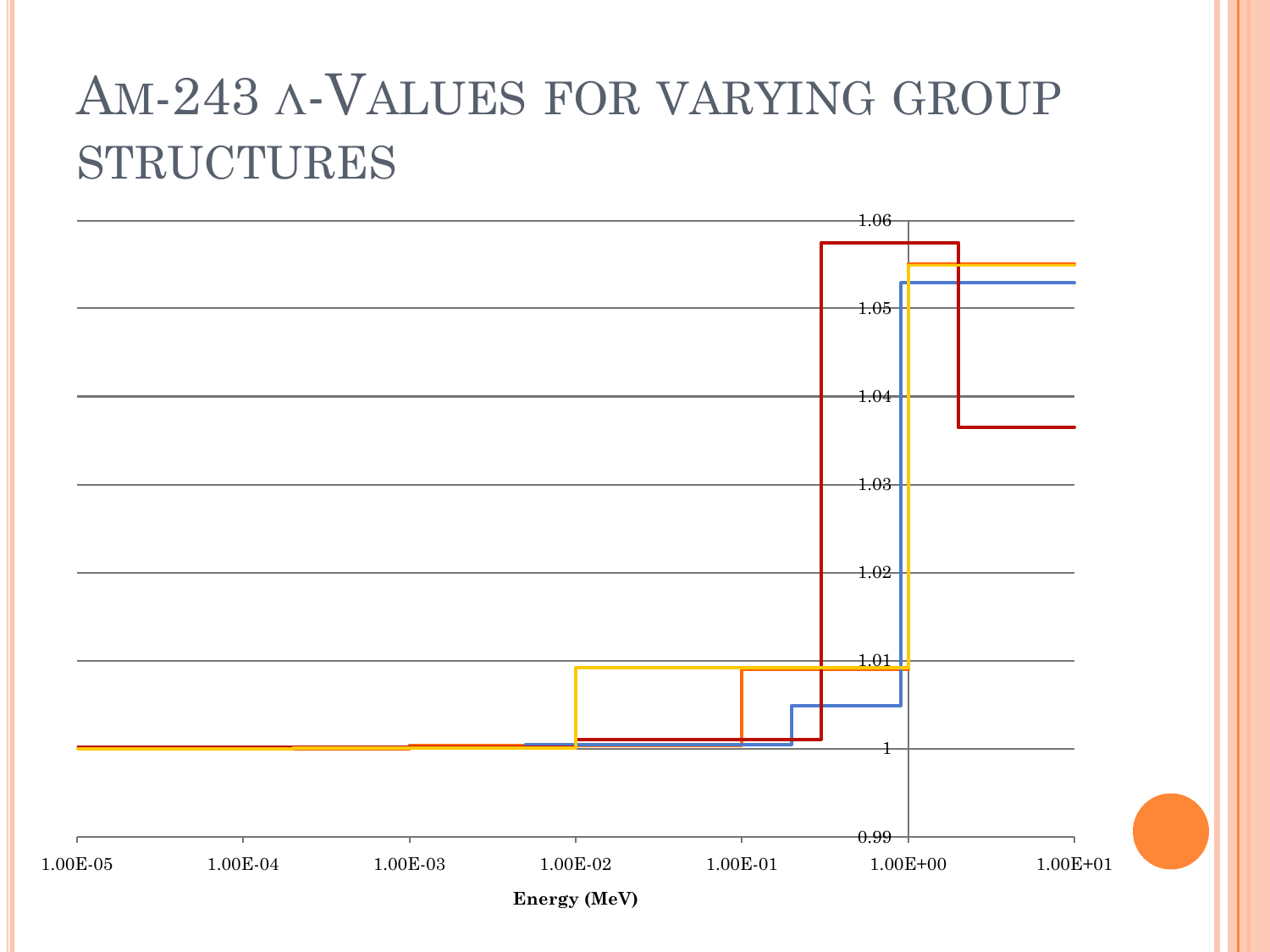# Am-243 Λ-Values for varying group structures

1.06
1.05
1.04
1.03
1.02
1.01
1
0.99

1.00E-05
1.00E-04
1.00E-03
1.00E-02
1.00E-01
1.00E+00
1.00E+01

**Energy (MeV)**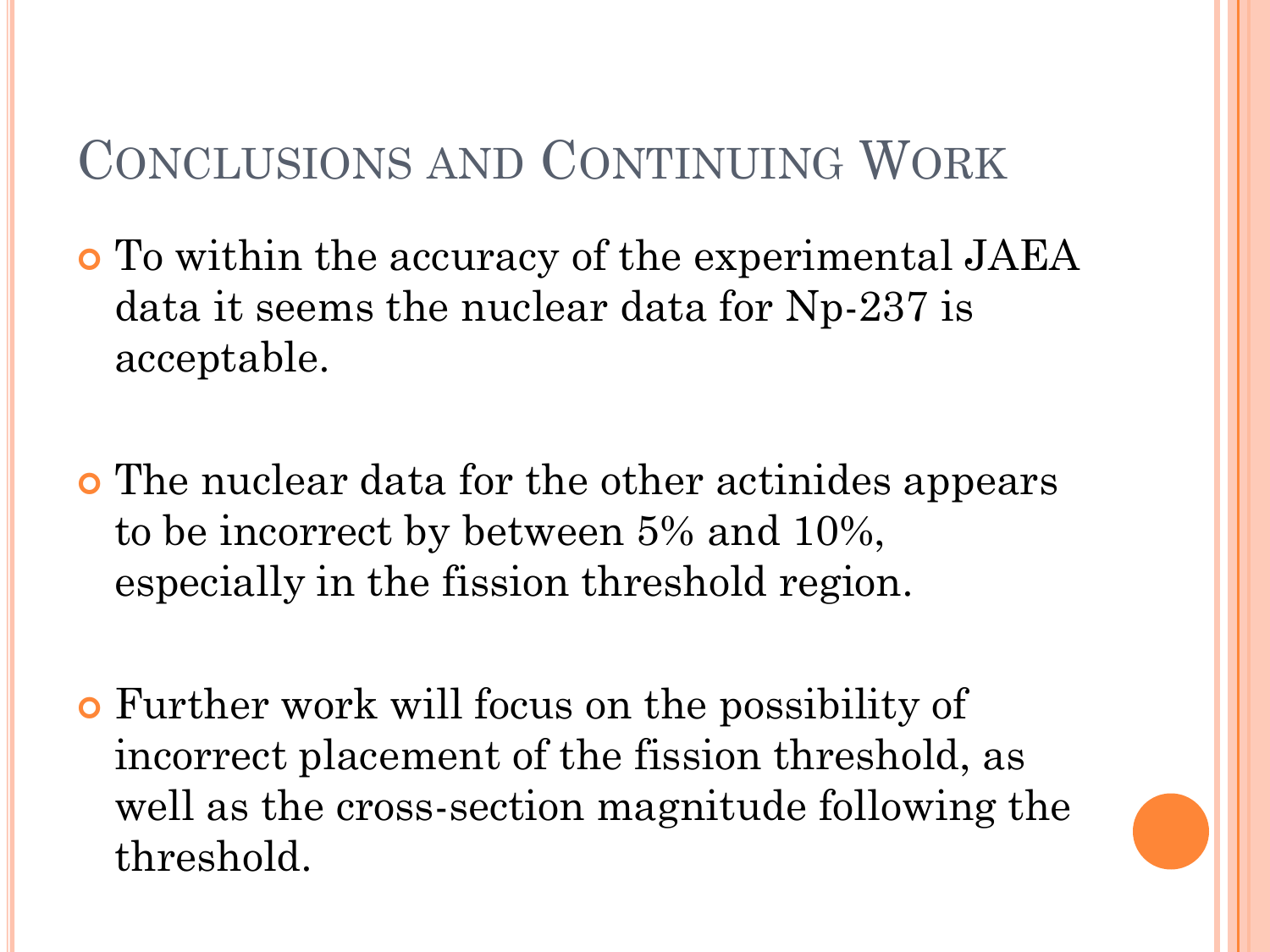# Conclusions and Continuing Work

- To within the accuracy of the experimental JAEA data it seems the nuclear data for Np-237 is acceptable.
- The nuclear data for the other actinides appears to be incorrect by between 5% and 10%, especially in the fission threshold region.
- Further work will focus on the possibility of incorrect placement of the fission threshold, as well as the cross-section magnitude following the threshold.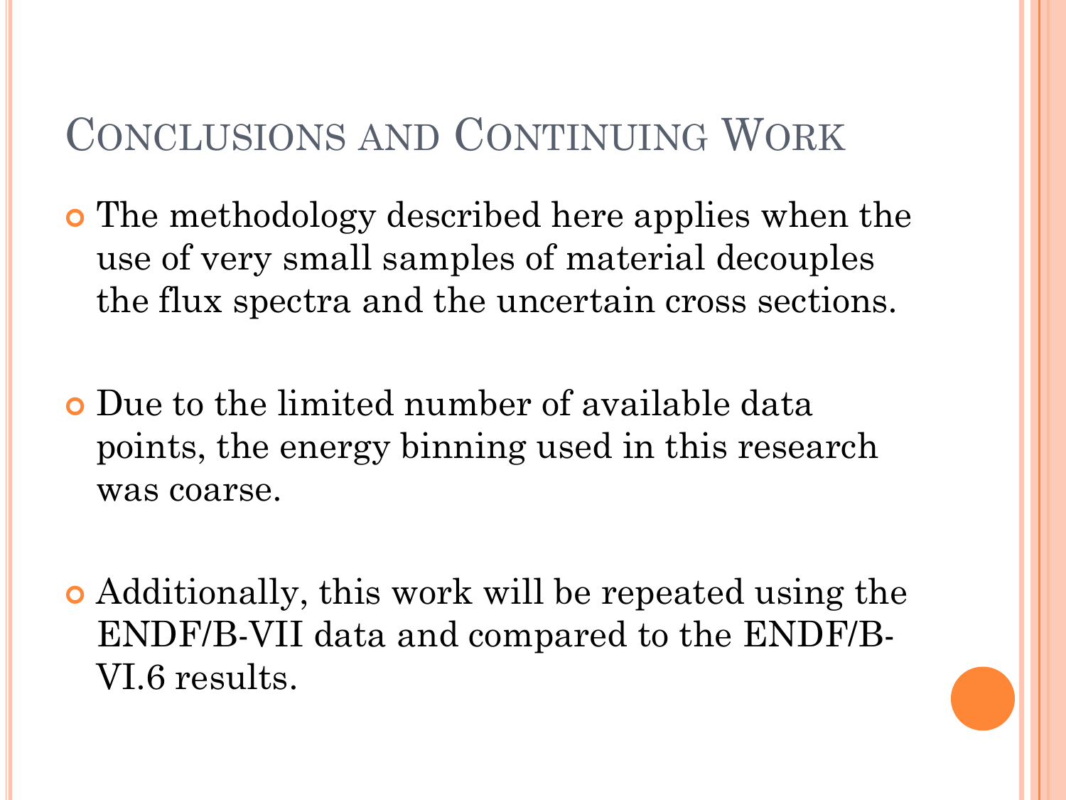# Conclusions and Continuing Work

- The methodology described here applies when the use of very small samples of material decouples the flux spectra and the uncertain cross sections.

- Due to the limited number of available data points, the energy binning used in this research was coarse.

- Additionally, this work will be repeated using the ENDF/B-VII data and compared to the ENDF/B-VI.6 results.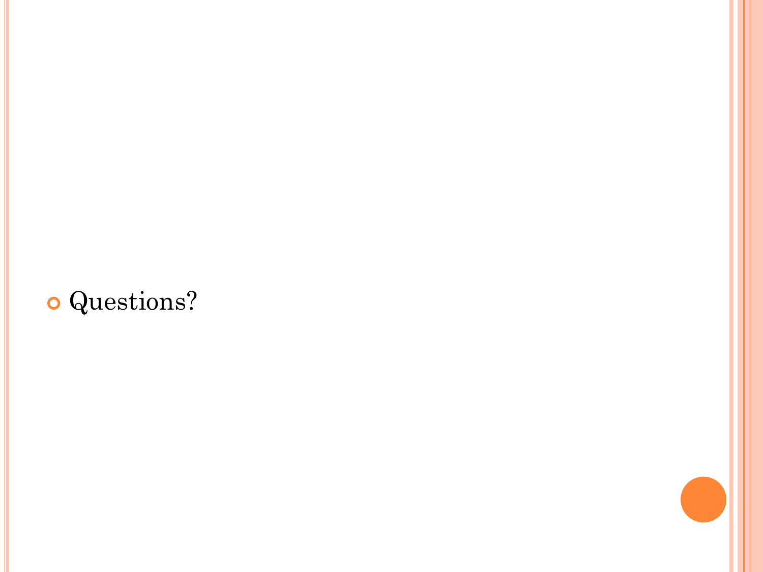- Questions?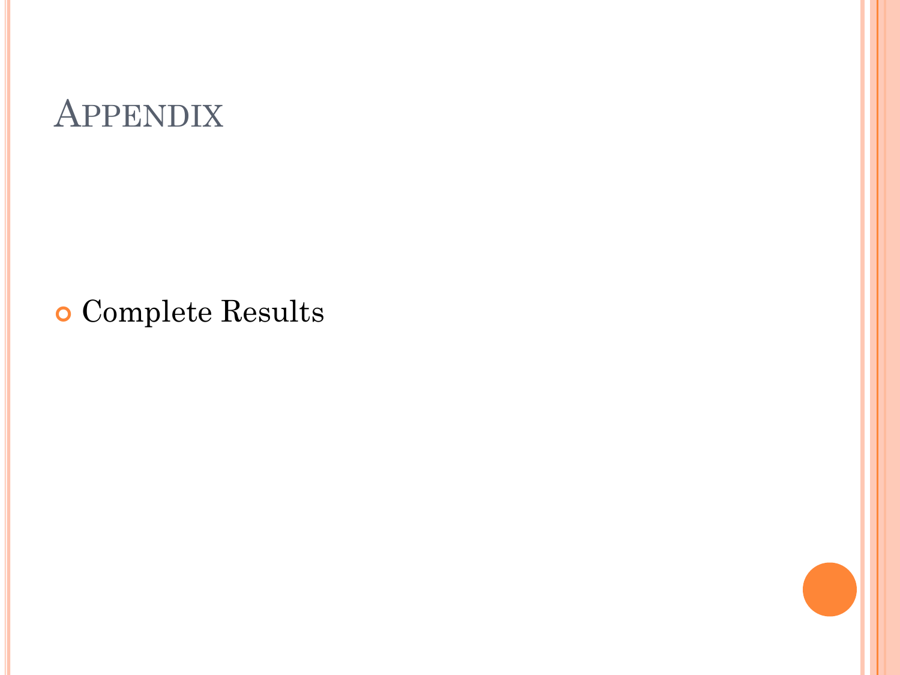# Appendix

- Complete Results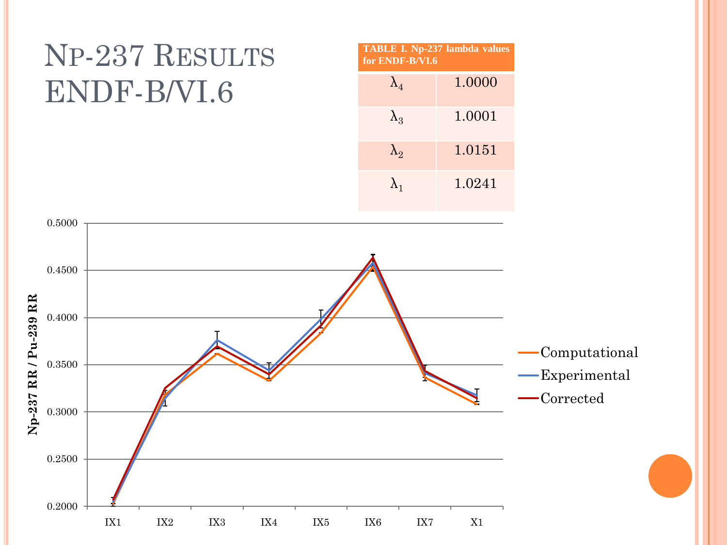# Np-237 Results ENDF-B/VI.6

TABLE I. Np-237 lambda values for ENDF-B/VI.6

| | |
|---|---|
| $\lambda_4$ | 1.0000 |
| $\lambda_3$ | 1.0001 |
| $\lambda_2$ | 1.0151 |
| $\lambda_1$ | 1.0241 |

Np-237 RR / Pu-239 RR

0.5000
0.4500
0.4000
0.3500
0.3000
0.2500
0.2000

IX1 IX2 IX3 IX4 IX5 IX6 IX7 X1

Computational
Experimental
Corrected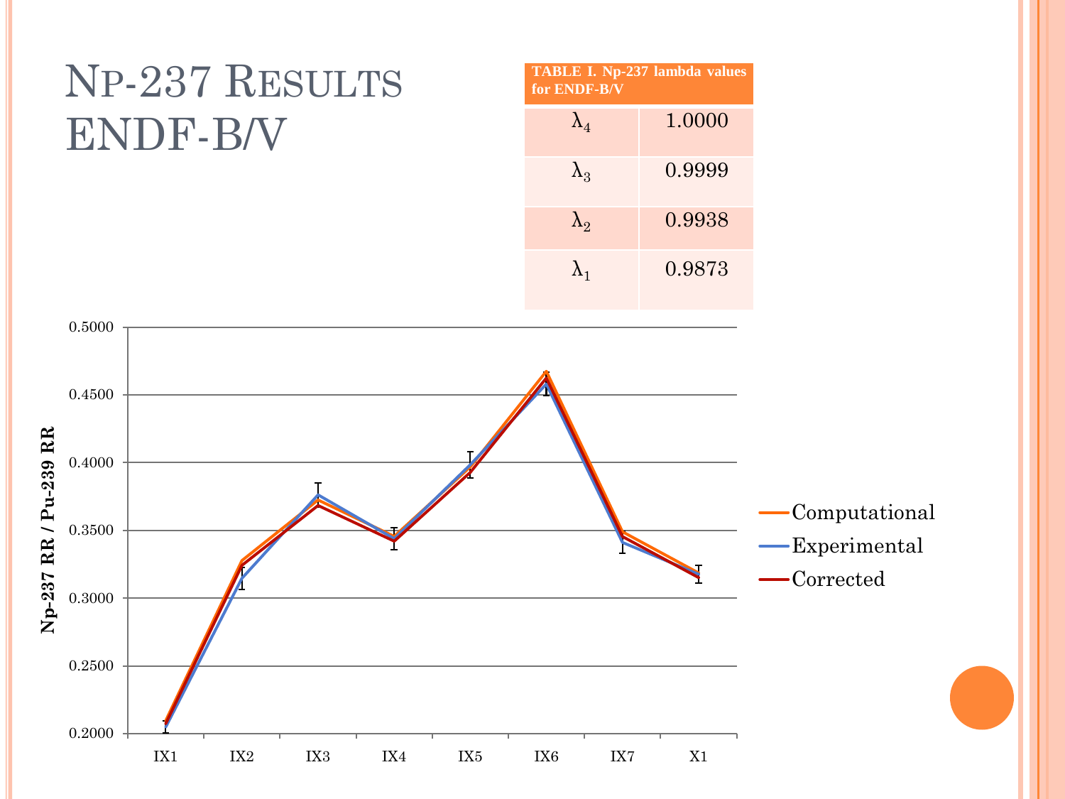# Np-237 Results ENDF-B/V

| TABLE I. Np-237 lambda values for ENDF-B/V | |
|---|---|
| $\lambda_4$ | 1.0000 |
| $\lambda_3$ | 0.9999 |
| $\lambda_2$ | 0.9938 |
| $\lambda_1$ | 0.9873 |

Np-237 RR / Pu-239 RR

0.5000
0.4500
0.4000
0.3500
0.3000
0.2500
0.2000

IX1 IX2 IX3 IX4 IX5 IX6 IX7 X1

Computational
Experimental
Corrected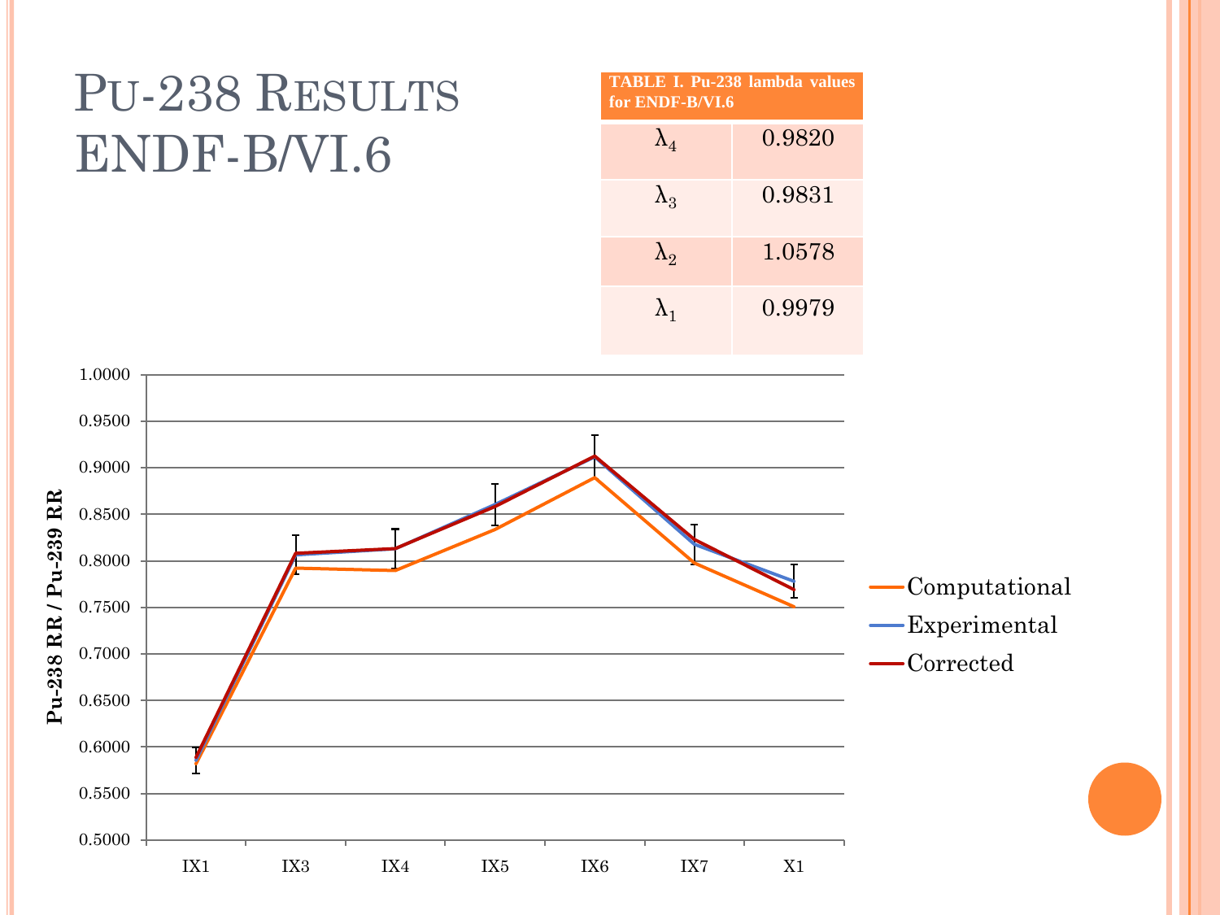# Pu-238 Results ENDF-B/VI.6

TABLE I. Pu-238 lambda values for ENDF-B/VI.6

| | |
|---|---|
| $\lambda_4$ | 0.9820 |
| $\lambda_3$ | 0.9831 |
| $\lambda_2$ | 1.0578 |
| $\lambda_1$ | 0.9979 |

Pu-238 RR / Pu-239 RR

1.0000
0.9500
0.9000
0.8500
0.8000
0.7500
0.7000
0.6500
0.6000
0.5500
0.5000

IX1 IX3 IX4 IX5 IX6 IX7 X1

Computational
Experimental
Corrected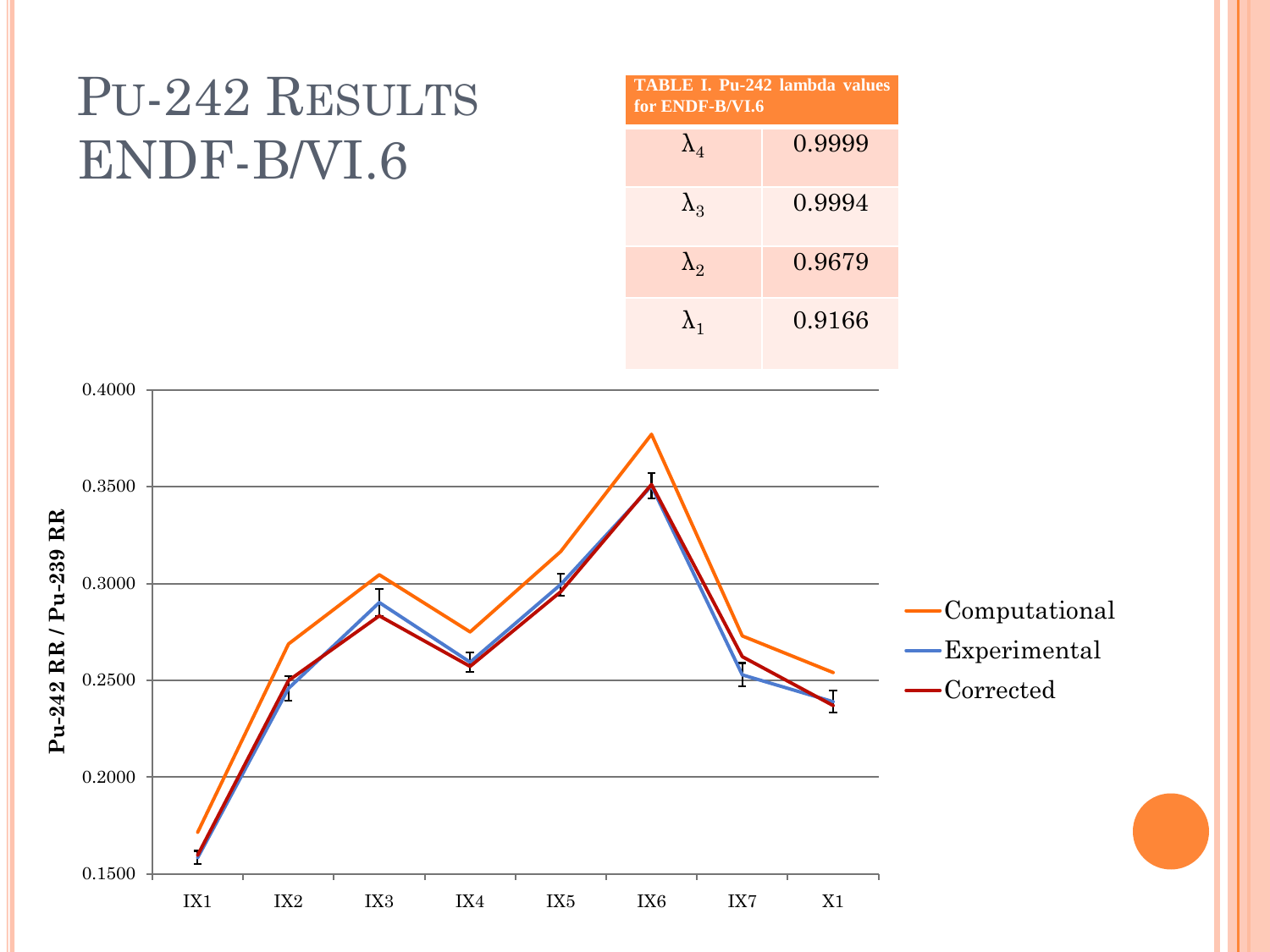# Pu-242 Results ENDF-B/VI.6

**TABLE I. Pu-242 lambda values for ENDF-B/VI.6**

| | |
|---|---|
| $\lambda_4$ | 0.9999 |
| $\lambda_3$ | 0.9994 |
| $\lambda_2$ | 0.9679 |
| $\lambda_1$ | 0.9166 |

Pu-242 RR / Pu-239 RR

0.4000
0.3500
0.3000
0.2500
0.2000
0.1500

IX1 IX2 IX3 IX4 IX5 IX6 IX7 X1

Computational
Experimental
Corrected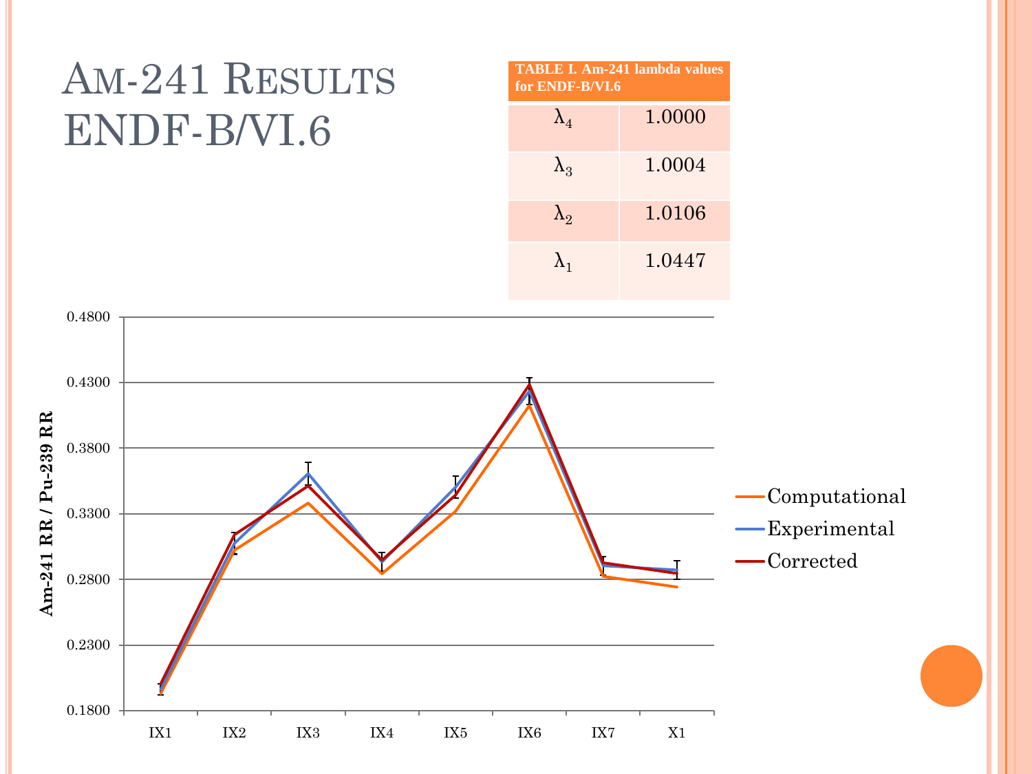# Am-241 Results ENDF-B/VI.6

TABLE I. Am-241 lambda values for ENDF-B/VI.6

| | |
|---|---|
| $\lambda_4$ | 1.0000 |
| $\lambda_3$ | 1.0004 |
| $\lambda_2$ | 1.0106 |
| $\lambda_1$ | 1.0447 |

Am-241 RR / Pu-239 RR

0.4800
0.4300
0.3800
0.3300
0.2800
0.2300
0.1800

IX1 IX2 IX3 IX4 IX5 IX6 IX7 X1

Computational
Experimental
Corrected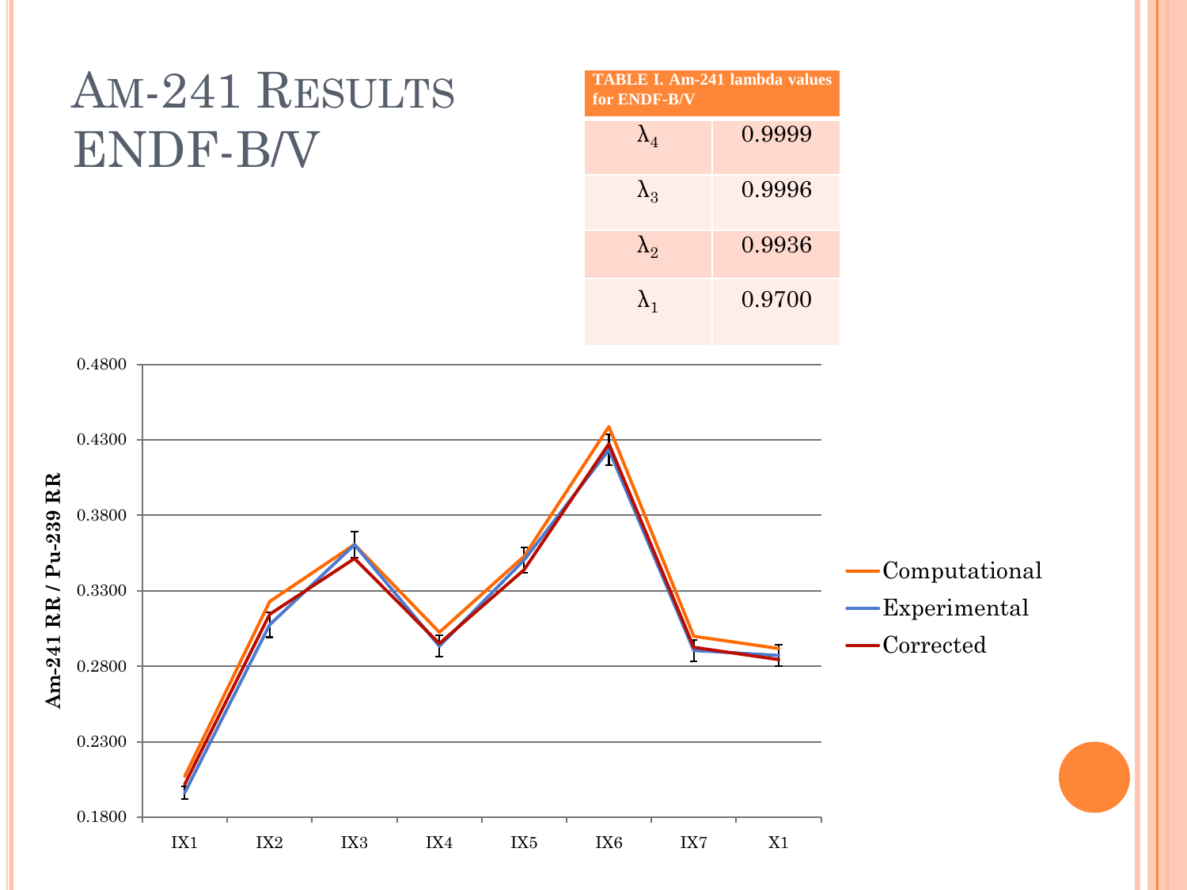# Am-241 Results ENDF-B/V

TABLE I. Am-241 lambda values for ENDF-B/V

| | |
|---|---|
| $\lambda_4$ | 0.9999 |
| $\lambda_3$ | 0.9996 |
| $\lambda_2$ | 0.9936 |
| $\lambda_1$ | 0.9700 |

Am-241 RR / Pu-239 RR

0.4800
0.4300
0.3800
0.3300
0.2800
0.2300
0.1800

IX1 IX2 IX3 IX4 IX5 IX6 IX7 X1

Computational
Experimental
Corrected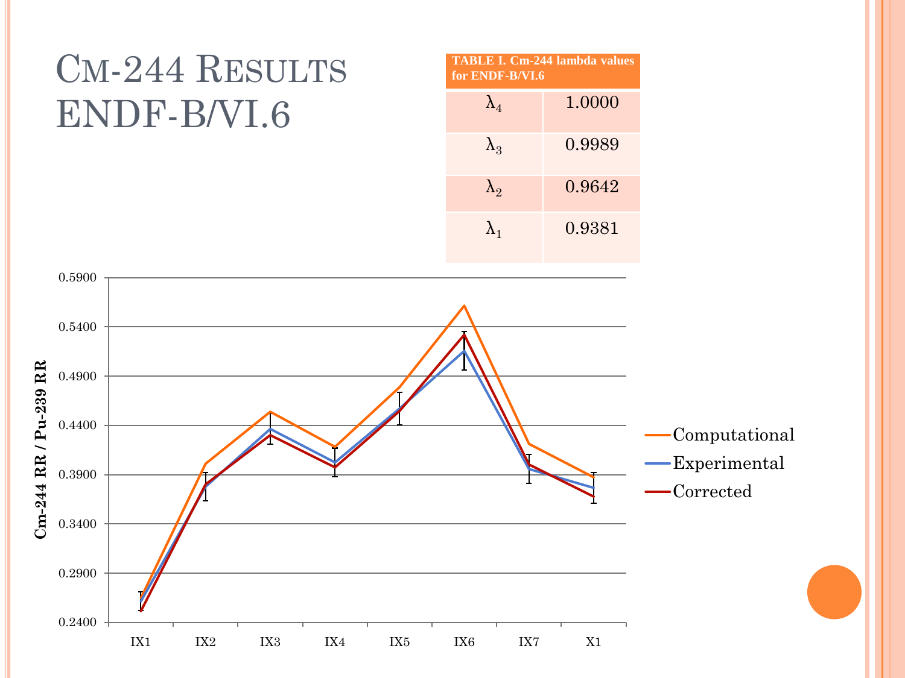# Cm-244 Results ENDF-B/VI.6

TABLE I. Cm-244 lambda values for ENDF-B/VI.6

| | |
|---|---|
| $\lambda_4$ | 1.0000 |
| $\lambda_3$ | 0.9989 |
| $\lambda_2$ | 0.9642 |
| $\lambda_1$ | 0.9381 |

Cm-244 RR / Pu-239 RR

0.5900
0.5400
0.4900
0.4400
0.3900
0.3400
0.2900
0.2400

IX1 IX2 IX3 IX4 IX5 IX6 IX7 X1

Computational
Experimental
Corrected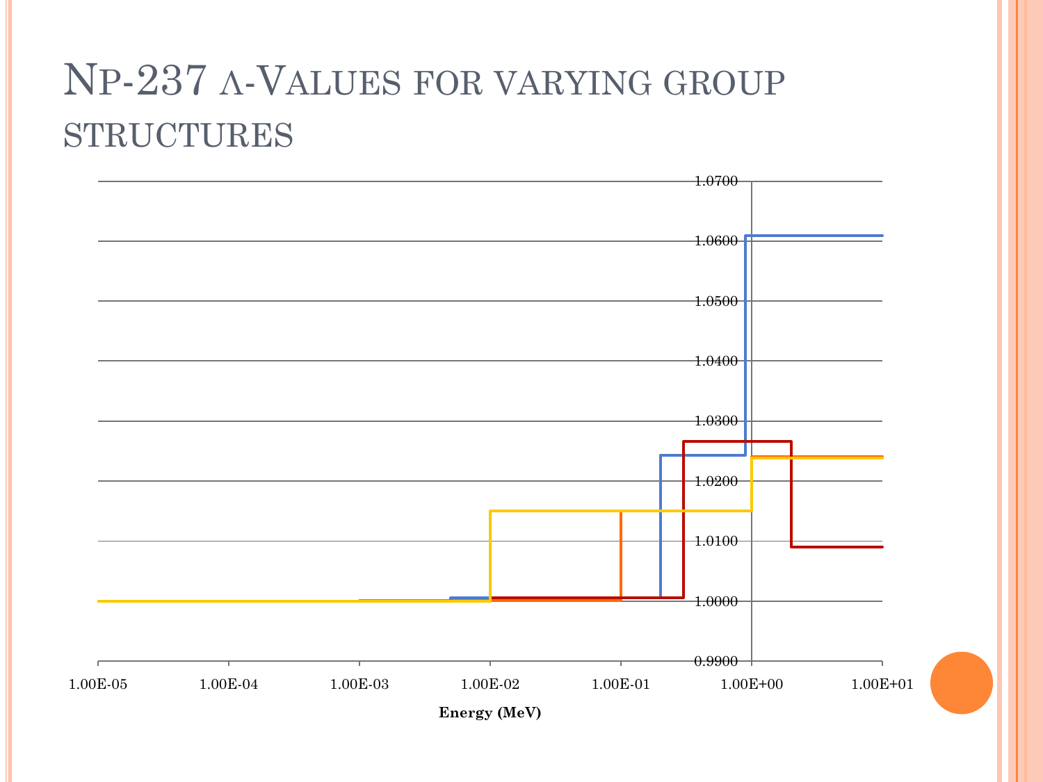# Np-237 Λ-Values for varying group structures

1.0700
1.0600
1.0500
1.0400
1.0300
1.0200
1.0100
1.0000
0.9900

1.00E-05
1.00E-04
1.00E-03
1.00E-02
1.00E-01
1.00E+00
1.00E+01

**Energy (MeV)**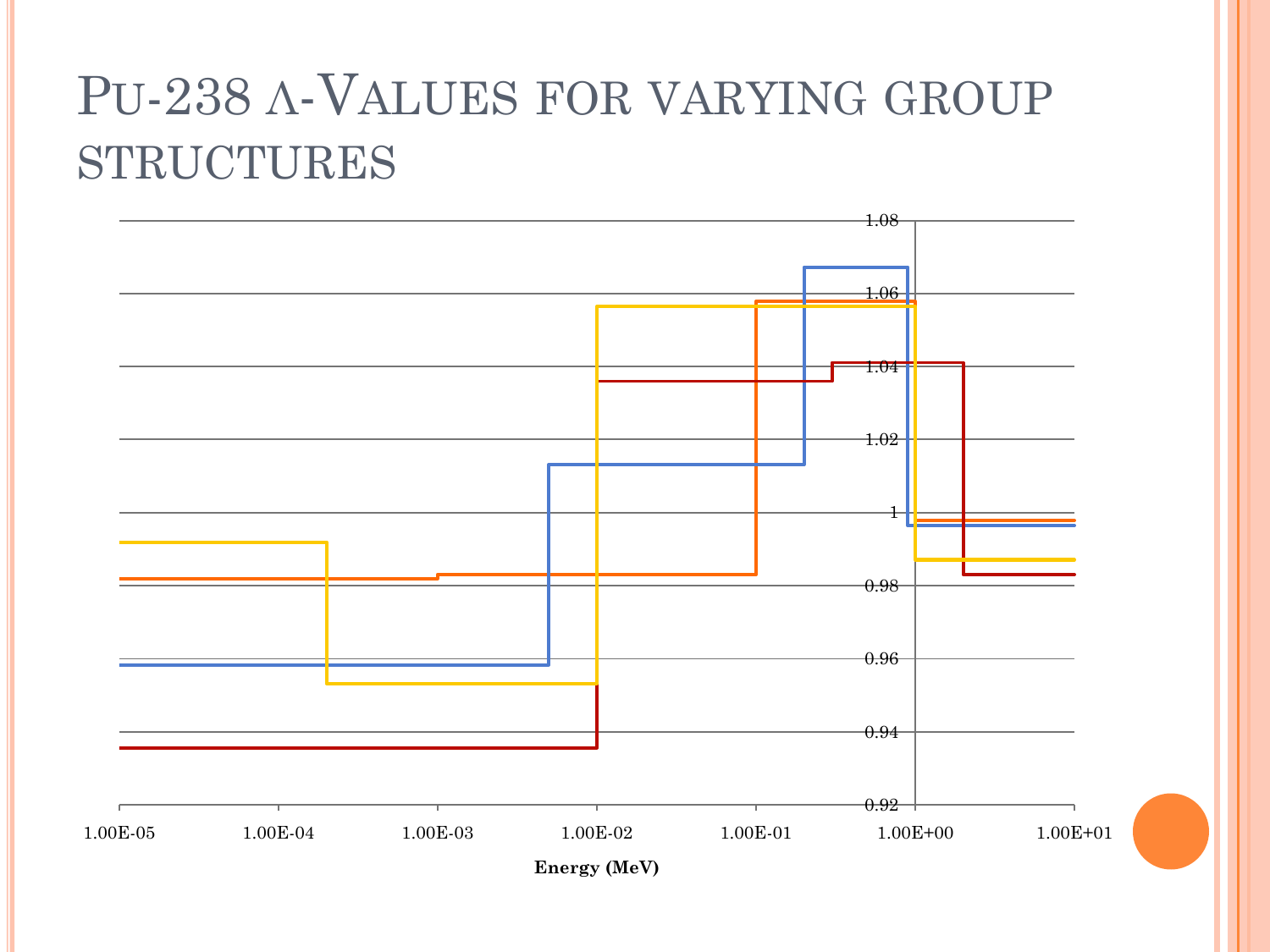# Pu-238 Λ-Values for varying group structures

1.08
1.06
1.04
1.02
1
0.98
0.96
0.94
0.92

1.00E-05
1.00E-04
1.00E-03
1.00E-02
1.00E-01
1.00E+00
1.00E+01

**Energy (MeV)**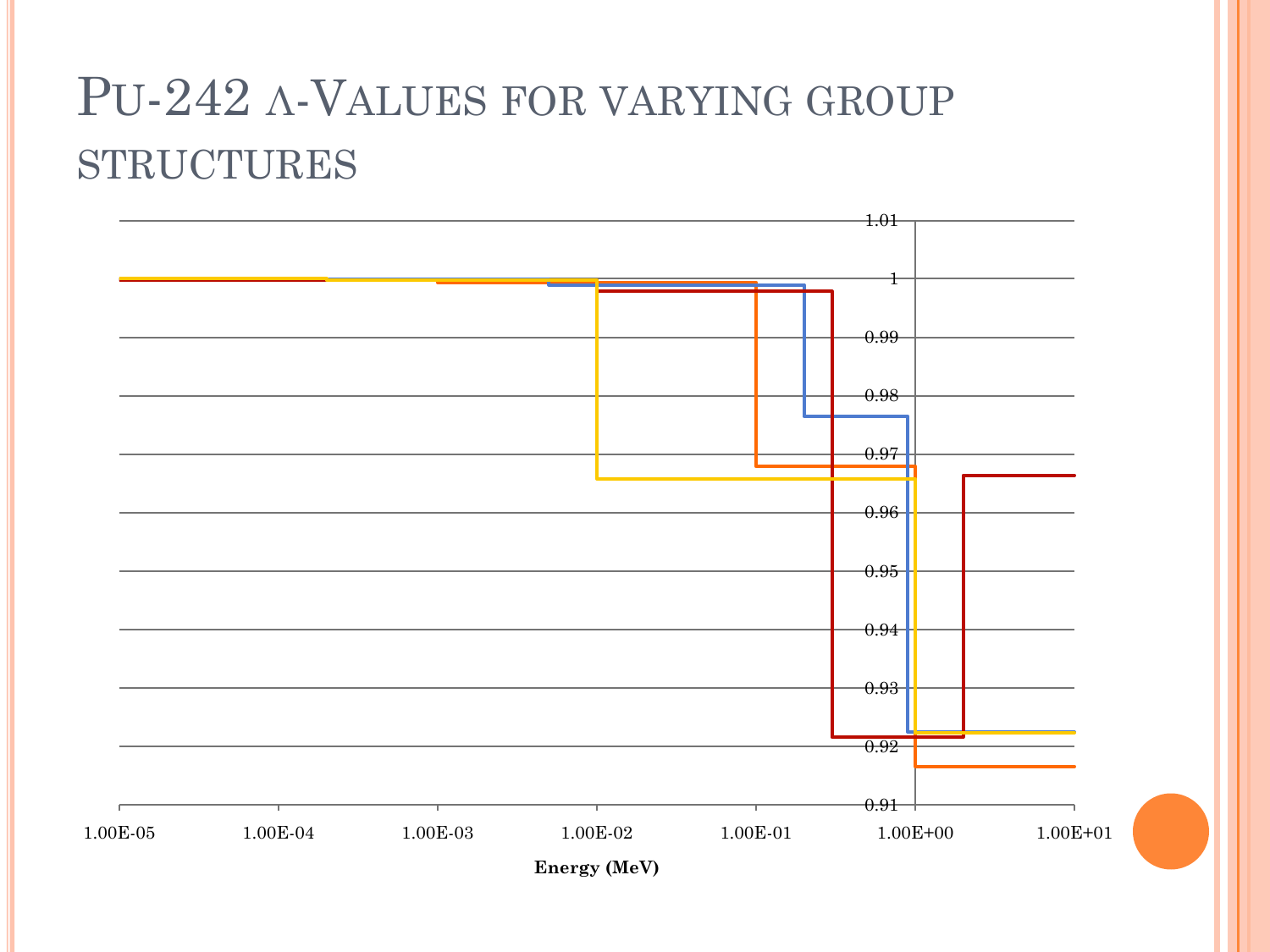# Pu-242 Λ-Values for varying group structures

1.01
1
0.99
0.98
0.97
0.96
0.95
0.94
0.93
0.92
0.91

1.00E-05
1.00E-04
1.00E-03
1.00E-02
1.00E-01
1.00E+00
1.00E+01

**Energy (MeV)**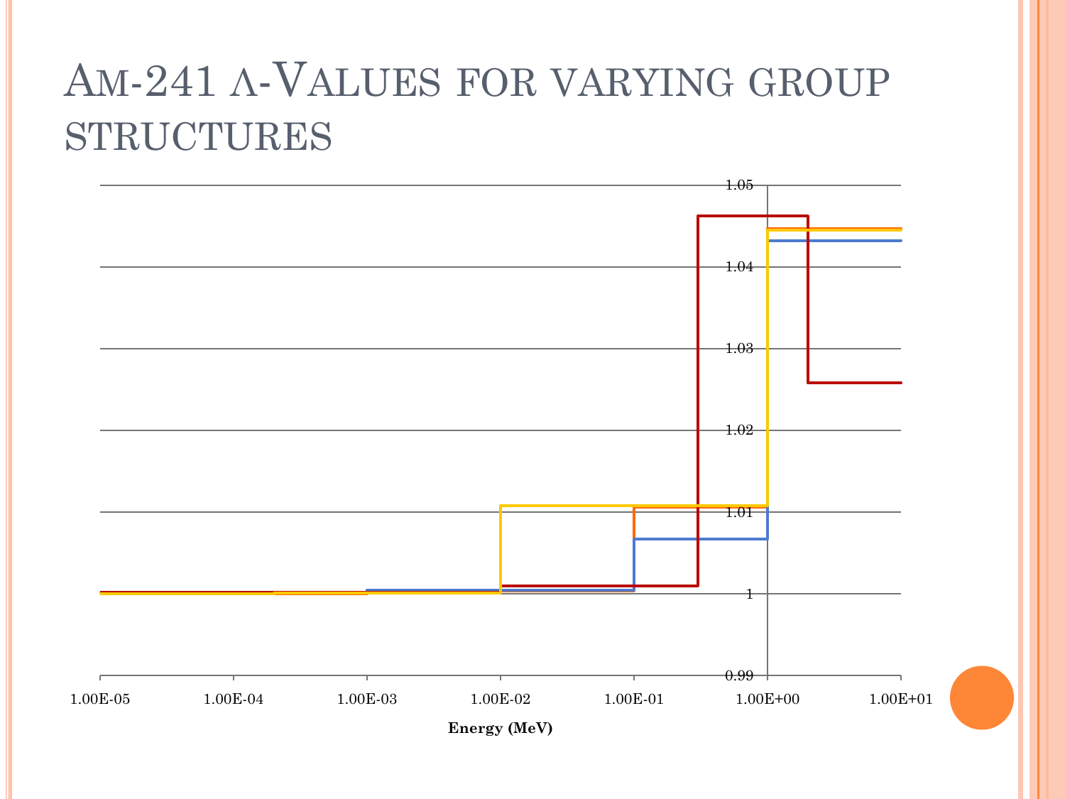# Am-241 Λ-Values for varying group structures

1.05
1.04
1.03
1.02
1.01
1
0.99

1.00E-05
1.00E-04
1.00E-03
1.00E-02
1.00E-01
1.00E+00
1.00E+01

**Energy (MeV)**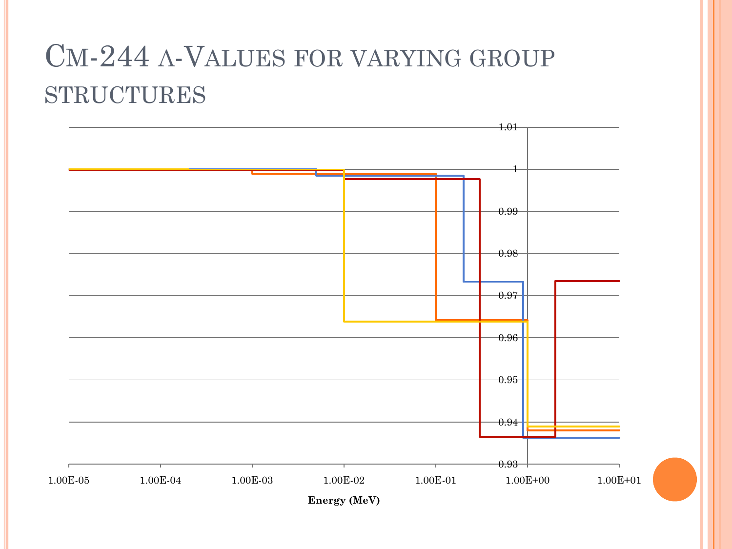# Cm-244 λ-Values for varying group structures

1.01

1

0.99

0.98

0.97

0.96

0.95

0.94

0.93

1.00E-05

1.00E-04

1.00E-03

1.00E-02

1.00E-01

1.00E+00

1.00E+01

**Energy (MeV)**